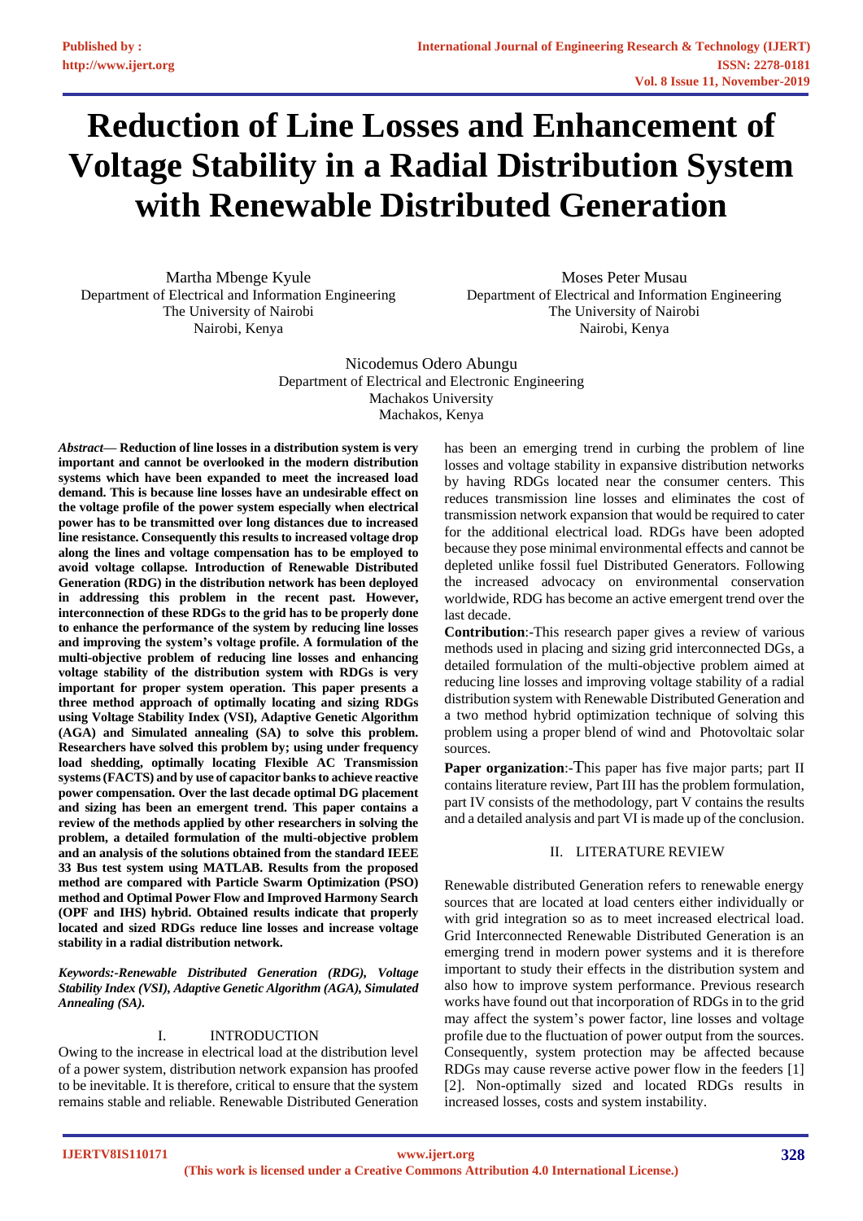# Reduction of Line Losses and Enhancement of Voltage Stability in a Radial Distribution System with Renewable Distributed Generation

Martha Mbenge Kyule
Department of Electrical and Information Engineering
The University of Nairobi
Nairobi, Kenya

Moses Peter Musau
Department of Electrical and Information Engineering
The University of Nairobi
Nairobi, Kenya

Nicodemus Odero Abungu
Department of Electrical and Electronic Engineering
Machakos University
Machakos, Kenya

***Abstract*— Reduction of line losses in a distribution system is very important and cannot be overlooked in the modern distribution systems which have been expanded to meet the increased load demand. This is because line losses have an undesirable effect on the voltage profile of the power system especially when electrical power has to be transmitted over long distances due to increased line resistance. Consequently this results to increased voltage drop along the lines and voltage compensation has to be employed to avoid voltage collapse. Introduction of Renewable Distributed Generation (RDG) in the distribution network has been deployed in addressing this problem in the recent past. However, interconnection of these RDGs to the grid has to be properly done to enhance the performance of the system by reducing line losses and improving the system's voltage profile. A formulation of the multi-objective problem of reducing line losses and enhancing voltage stability of the distribution system with RDGs is very important for proper system operation. This paper presents a three method approach of optimally locating and sizing RDGs using Voltage Stability Index (VSI), Adaptive Genetic Algorithm (AGA) and Simulated annealing (SA) to solve this problem. Researchers have solved this problem by; using under frequency load shedding, optimally locating Flexible AC Transmission systems (FACTS) and by use of capacitor banks to achieve reactive power compensation. Over the last decade optimal DG placement and sizing has been an emergent trend. This paper contains a review of the methods applied by other researchers in solving the problem, a detailed formulation of the multi-objective problem and an analysis of the solutions obtained from the standard IEEE 33 Bus test system using MATLAB. Results from the proposed method are compared with Particle Swarm Optimization (PSO) method and Optimal Power Flow and Improved Harmony Search (OPF and IHS) hybrid. Obtained results indicate that properly located and sized RDGs reduce line losses and increase voltage stability in a radial distribution network.**

***Keywords:-Renewable Distributed Generation (RDG), Voltage Stability Index (VSI), Adaptive Genetic Algorithm (AGA), Simulated Annealing (SA).***

## I. INTRODUCTION

Owing to the increase in electrical load at the distribution level of a power system, distribution network expansion has proofed to be inevitable. It is therefore, critical to ensure that the system remains stable and reliable. Renewable Distributed Generation has been an emerging trend in curbing the problem of line losses and voltage stability in expansive distribution networks by having RDGs located near the consumer centers. This reduces transmission line losses and eliminates the cost of transmission network expansion that would be required to cater for the additional electrical load. RDGs have been adopted because they pose minimal environmental effects and cannot be depleted unlike fossil fuel Distributed Generators. Following the increased advocacy on environmental conservation worldwide, RDG has become an active emergent trend over the last decade.

**Contribution**:-This research paper gives a review of various methods used in placing and sizing grid interconnected DGs, a detailed formulation of the multi-objective problem aimed at reducing line losses and improving voltage stability of a radial distribution system with Renewable Distributed Generation and a two method hybrid optimization technique of solving this problem using a proper blend of wind and Photovoltaic solar sources.

**Paper organization**:-This paper has five major parts; part II contains literature review, Part III has the problem formulation, part IV consists of the methodology, part V contains the results and a detailed analysis and part VI is made up of the conclusion.

## II. LITERATURE REVIEW

Renewable distributed Generation refers to renewable energy sources that are located at load centers either individually or with grid integration so as to meet increased electrical load. Grid Interconnected Renewable Distributed Generation is an emerging trend in modern power systems and it is therefore important to study their effects in the distribution system and also how to improve system performance. Previous research works have found out that incorporation of RDGs in to the grid may affect the system's power factor, line losses and voltage profile due to the fluctuation of power output from the sources. Consequently, system protection may be affected because RDGs may cause reverse active power flow in the feeders [1] [2]. Non-optimally sized and located RDGs results in increased losses, costs and system instability.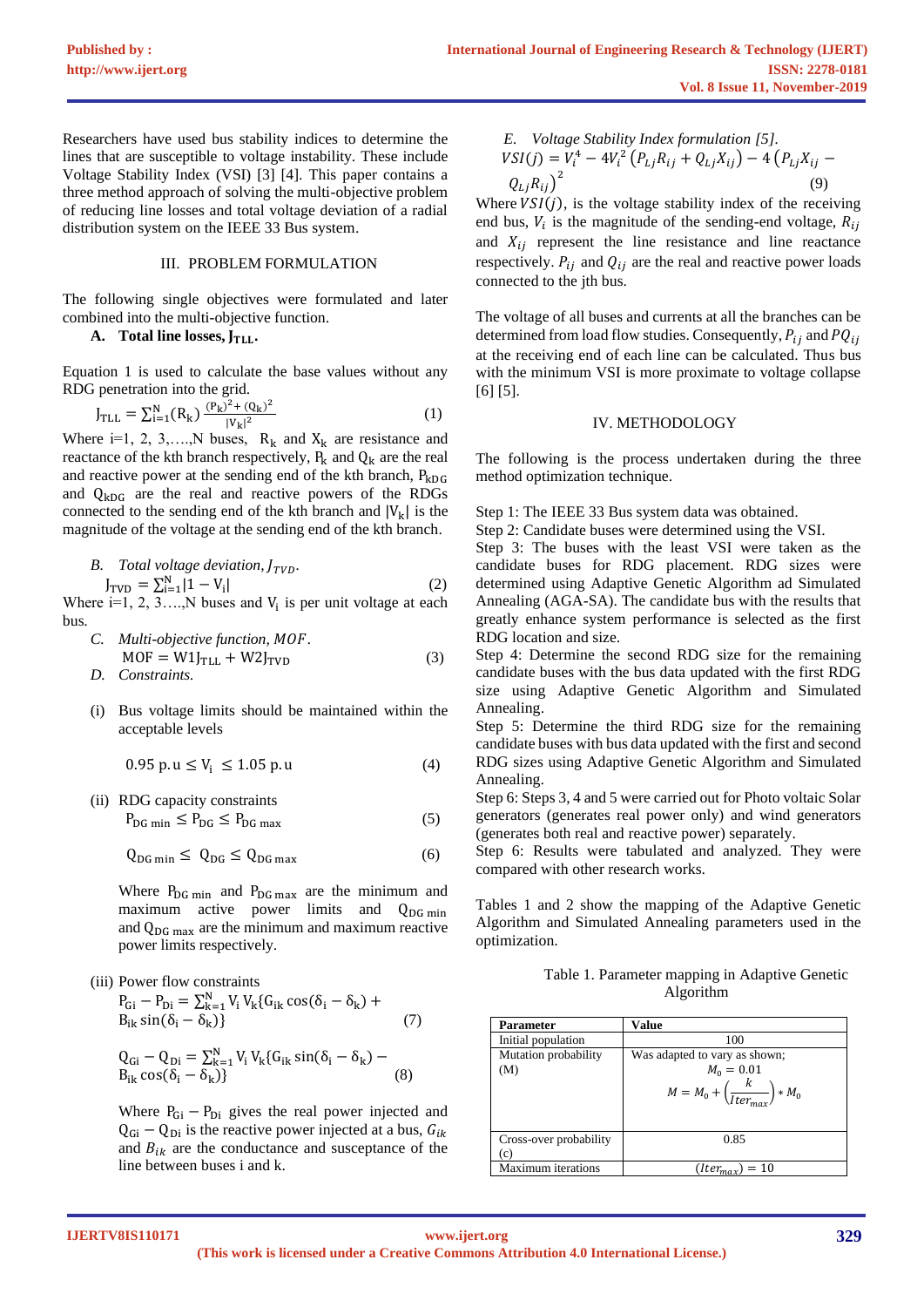Researchers have used bus stability indices to determine the lines that are susceptible to voltage instability. These include Voltage Stability Index (VSI) [3] [4]. This paper contains a three method approach of solving the multi-objective problem of reducing line losses and total voltage deviation of a radial distribution system on the IEEE 33 Bus system.

## III. PROBLEM FORMULATION

The following single objectives were formulated and later combined into the multi-objective function.

### A. Total line losses, $J_{TLL}$.

Equation 1 is used to calculate the base values without any RDG penetration into the grid.

$$J_{TLL} = \sum_{i=1}^{N}(R_k)\frac{(P_k)^2 + (Q_k)^2}{|V_k|^2} \quad (1)$$

Where i=1, 2, 3,….,N buses, $R_k$ and $X_k$ are resistance and reactance of the kth branch respectively, $P_k$ and $Q_k$ are the real and reactive power at the sending end of the kth branch, $P_{kDG}$ and $Q_{kDG}$ are the real and reactive powers of the RDGs connected to the sending end of the kth branch and $|V_k|$ is the magnitude of the voltage at the sending end of the kth branch.

### B. *Total voltage deviation, $J_{TVD}$.*

$$J_{TVD} = \sum_{i=1}^{N}|1 - V_i| \quad (2)$$

Where i=1, 2, 3….,N buses and $V_i$ is per unit voltage at each bus.

### C. *Multi-objective function, MOF.*

$$MOF = W1J_{TLL} + W2J_{TVD} \quad (3)$$

### D. *Constraints.*

(i) Bus voltage limits should be maintained within the acceptable levels

$$0.95\ p.u \leq V_i \leq 1.05\ p.u \quad (4)$$

(ii) RDG capacity constraints

$$P_{DG\ min} \leq P_{DG} \leq P_{DG\ max} \quad (5)$$

$$Q_{DG\ min} \leq Q_{DG} \leq Q_{DG\ max} \quad (6)$$

Where $P_{DG\ min}$ and $P_{DG\ max}$ are the minimum and maximum active power limits and $Q_{DG\ min}$ and $Q_{DG\ max}$ are the minimum and maximum reactive power limits respectively.

(iii) Power flow constraints

$$P_{Gi} - P_{Di} = \sum_{k=1}^{N} V_i V_k\{G_{ik}\cos(\delta_i - \delta_k) + B_{ik}\sin(\delta_i - \delta_k)\} \quad (7)$$

$$Q_{Gi} - Q_{Di} = \sum_{k=1}^{N} V_i V_k\{G_{ik}\sin(\delta_i - \delta_k) - B_{ik}\cos(\delta_i - \delta_k)\} \quad (8)$$

Where $P_{Gi} - P_{Di}$ gives the real power injected and $Q_{Gi} - Q_{Di}$ is the reactive power injected at a bus, $G_{ik}$ and $B_{ik}$ are the conductance and susceptance of the line between buses i and k.

### E. *Voltage Stability Index formulation [5].*

$$VSI(j) = V_i^4 - 4V_i^2\left(P_{Lj}R_{ij} + Q_{Lj}X_{ij}\right) - 4\left(P_{Lj}X_{ij} - Q_{Lj}R_{ij}\right)^2 \quad (9)$$

Where $VSI(j)$, is the voltage stability index of the receiving end bus, $V_i$ is the magnitude of the sending-end voltage, $R_{ij}$ and $X_{ij}$ represent the line resistance and line reactance respectively. $P_{ij}$ and $Q_{ij}$ are the real and reactive power loads connected to the jth bus.

The voltage of all buses and currents at all the branches can be determined from load flow studies. Consequently, $P_{ij}$ and $PQ_{ij}$ at the receiving end of each line can be calculated. Thus bus with the minimum VSI is more proximate to voltage collapse [6] [5].

## IV. METHODOLOGY

The following is the process undertaken during the three method optimization technique.

Step 1: The IEEE 33 Bus system data was obtained.
Step 2: Candidate buses were determined using the VSI.
Step 3: The buses with the least VSI were taken as the candidate buses for RDG placement. RDG sizes were determined using Adaptive Genetic Algorithm ad Simulated Annealing (AGA-SA). The candidate bus with the results that greatly enhance system performance is selected as the first RDG location and size.
Step 4: Determine the second RDG size for the remaining candidate buses with the bus data updated with the first RDG size using Adaptive Genetic Algorithm and Simulated Annealing.
Step 5: Determine the third RDG size for the remaining candidate buses with bus data updated with the first and second RDG sizes using Adaptive Genetic Algorithm and Simulated Annealing.
Step 6: Steps 3, 4 and 5 were carried out for Photo voltaic Solar generators (generates real power only) and wind generators (generates both real and reactive power) separately.
Step 6: Results were tabulated and analyzed. They were compared with other research works.

Tables 1 and 2 show the mapping of the Adaptive Genetic Algorithm and Simulated Annealing parameters used in the optimization.

Table 1. Parameter mapping in Adaptive Genetic Algorithm

| Parameter | Value |
|---|---|
| Initial population | 100 |
| Mutation probability (M) | Was adapted to vary as shown; $M_0 = 0.01$ $M = M_0 + \left(\frac{k}{Iter_{max}}\right) * M_0$ |
| Cross-over probability (c) | 0.85 |
| Maximum iterations | $(Iter_{max}) = 10$ |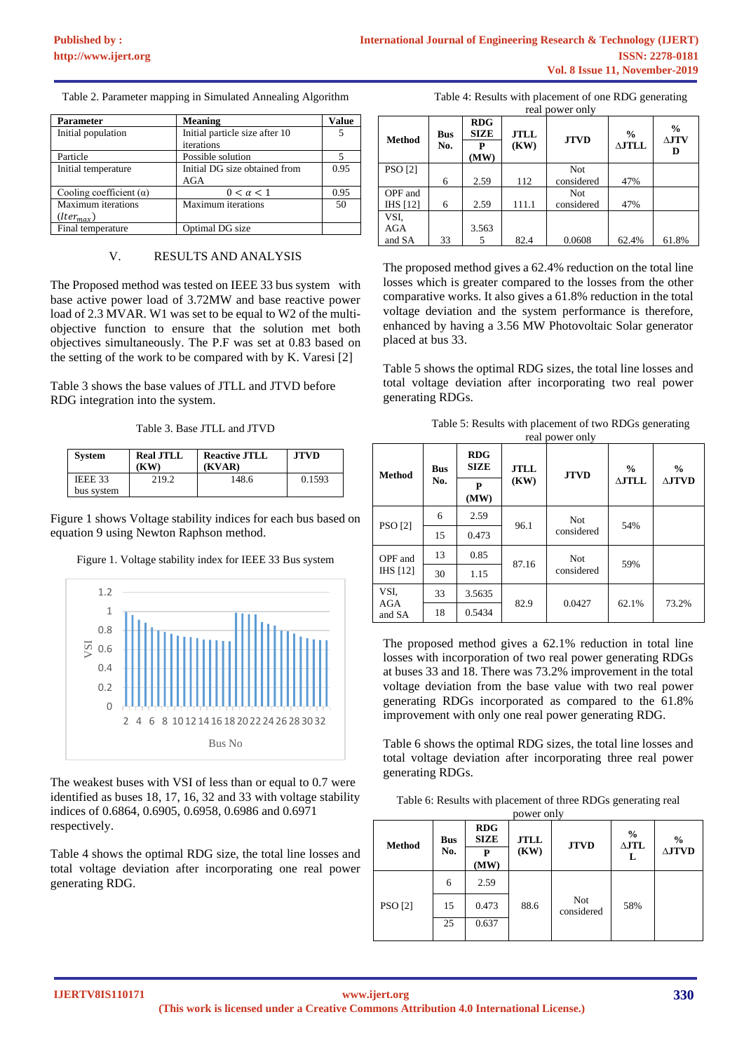Table 2. Parameter mapping in Simulated Annealing Algorithm

| Parameter | Meaning | Value |
|---|---|---|
| Initial population | Initial particle size after 10 iterations | 5 |
| Particle | Possible solution | 5 |
| Initial temperature | Initial DG size obtained from AGA | 0.95 |
| Cooling coefficient (α) | $0 < \alpha < 1$ | 0.95 |
| Maximum iterations ($Iter_{max}$) | Maximum iterations | 50 |
| Final temperature | Optimal DG size | |

## V. RESULTS AND ANALYSIS

The Proposed method was tested on IEEE 33 bus system with base active power load of 3.72MW and base reactive power load of 2.3 MVAR. W1 was set to be equal to W2 of the multi-objective function to ensure that the solution met both objectives simultaneously. The P.F was set at 0.83 based on the setting of the work to be compared with by K. Varesi [2]

Table 3 shows the base values of JTLL and JTVD before RDG integration into the system.

Table 3. Base JTLL and JTVD

| System | Real JTLL (KW) | Reactive JTLL (KVAR) | JTVD |
|---|---|---|---|
| IEEE 33 bus system | 219.2 | 148.6 | 0.1593 |

Figure 1 shows Voltage stability indices for each bus based on equation 9 using Newton Raphson method.

Figure 1. Voltage stability index for IEEE 33 Bus system

The weakest buses with VSI of less than or equal to 0.7 were identified as buses 18, 17, 16, 32 and 33 with voltage stability indices of 0.6864, 0.6905, 0.6958, 0.6986 and 0.6971 respectively.

Table 4 shows the optimal RDG size, the total line losses and total voltage deviation after incorporating one real power generating RDG.

Table 4: Results with placement of one RDG generating real power only

| Method | Bus No. | RDG SIZE P (MW) | JTLL (KW) | JTVD | % ΔJTLL | % ΔJTVD |
|---|---|---|---|---|---|---|
| PSO [2] | 6 | 2.59 | 112 | Not considered | 47% | |
| OPF and IHS [12] | 6 | 2.59 | 111.1 | Not considered | 47% | |
| VSI, AGA and SA | 33 | 3.5635 | 82.4 | 0.0608 | 62.4% | 61.8% |

The proposed method gives a 62.4% reduction on the total line losses which is greater compared to the losses from the other comparative works. It also gives a 61.8% reduction in the total voltage deviation and the system performance is therefore, enhanced by having a 3.56 MW Photovoltaic Solar generator placed at bus 33.

Table 5 shows the optimal RDG sizes, the total line losses and total voltage deviation after incorporating two real power generating RDGs.

Table 5: Results with placement of two RDGs generating real power only

| Method | Bus No. | RDG SIZE P (MW) | JTLL (KW) | JTVD | % ΔJTLL | % ΔJTVD |
|---|---|---|---|---|---|---|
| PSO [2] | 6 | 2.59 | 96.1 | Not considered | 54% | |
| | 15 | 0.473 | | | | |
| OPF and IHS [12] | 13 | 0.85 | 87.16 | Not considered | 59% | |
| | 30 | 1.15 | | | | |
| VSI, AGA and SA | 33 | 3.5635 | 82.9 | 0.0427 | 62.1% | 73.2% |
| | 18 | 0.5434 | | | | |

The proposed method gives a 62.1% reduction in total line losses with incorporation of two real power generating RDGs at buses 33 and 18. There was 73.2% improvement in the total voltage deviation from the base value with two real power generating RDGs incorporated as compared to the 61.8% improvement with only one real power generating RDG.

Table 6 shows the optimal RDG sizes, the total line losses and total voltage deviation after incorporating three real power generating RDGs.

Table 6: Results with placement of three RDGs generating real power only

| Method | Bus No. | RDG SIZE P (MW) | JTLL (KW) | JTVD | % ΔJTLL | % ΔJTVD |
|---|---|---|---|---|---|---|
| PSO [2] | 6 | 2.59 | 88.6 | Not considered | 58% | |
| | 15 | 0.473 | | | | |
| | 25 | 0.637 | | | | |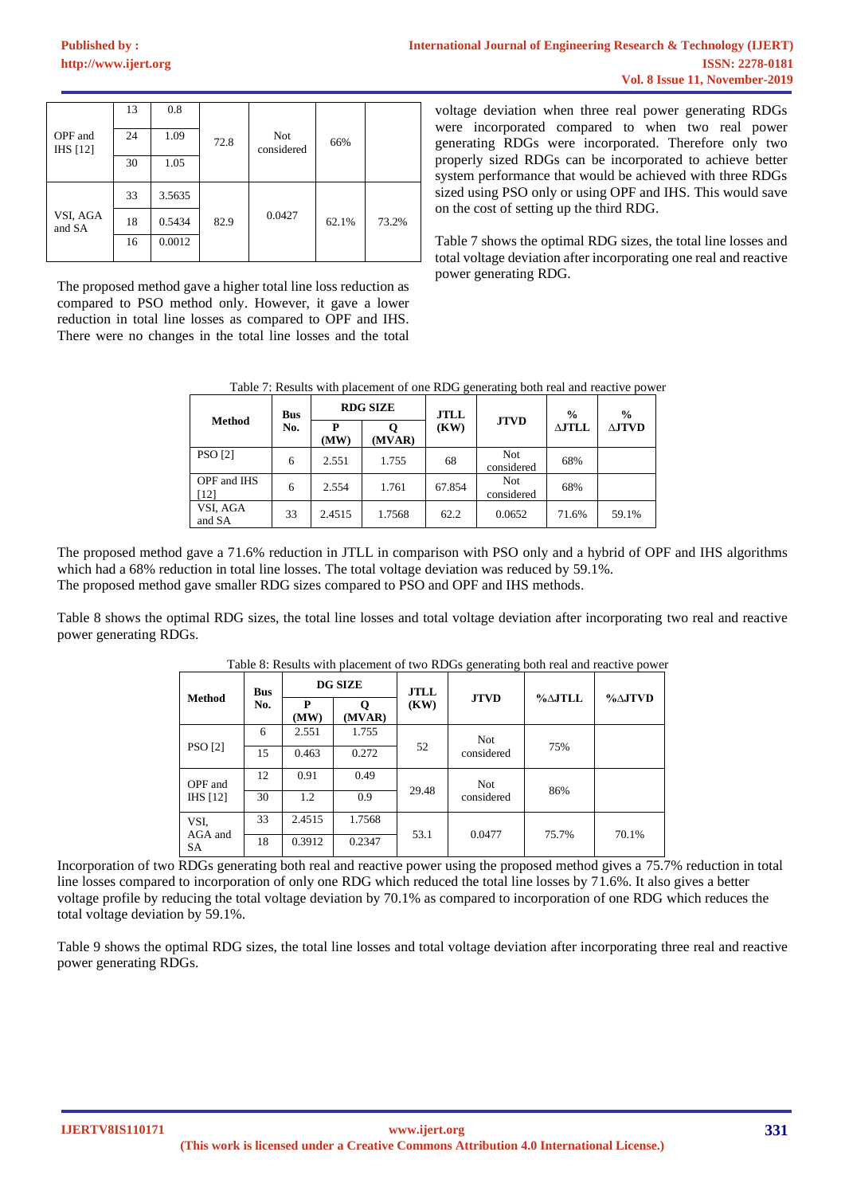| | 13 | 0.8 | | | | |
|---|---|---|---|---|---|---|
| OPF and IHS [12] | 24 | 1.09 | 72.8 | Not considered | 66% | |
| | 30 | 1.05 | | | | |
| | 33 | 3.5635 | | | | |
| VSI, AGA and SA | 18 | 0.5434 | 82.9 | 0.0427 | 62.1% | 73.2% |
| | 16 | 0.0012 | | | | |

The proposed method gave a higher total line loss reduction as compared to PSO method only. However, it gave a lower reduction in total line losses as compared to OPF and IHS. There were no changes in the total line losses and the total voltage deviation when three real power generating RDGs were incorporated compared to when two real power generating RDGs were incorporated. Therefore only two properly sized RDGs can be incorporated to achieve better system performance that would be achieved with three RDGs sized using PSO only or using OPF and IHS. This would save on the cost of setting up the third RDG.

Table 7 shows the optimal RDG sizes, the total line losses and total voltage deviation after incorporating one real and reactive power generating RDG.

Table 7: Results with placement of one RDG generating both real and reactive power

| Method | Bus No. | RDG SIZE | | JTLL (KW) | JTVD | % ∆JTLL | % ∆JTVD |
|---|---|---|---|---|---|---|---|
| | | P (MW) | Q (MVAR) | | | | |
| PSO [2] | 6 | 2.551 | 1.755 | 68 | Not considered | 68% | |
| OPF and IHS [12] | 6 | 2.554 | 1.761 | 67.854 | Not considered | 68% | |
| VSI, AGA and SA | 33 | 2.4515 | 1.7568 | 62.2 | 0.0652 | 71.6% | 59.1% |

The proposed method gave a 71.6% reduction in JTLL in comparison with PSO only and a hybrid of OPF and IHS algorithms which had a 68% reduction in total line losses. The total voltage deviation was reduced by 59.1%.
The proposed method gave smaller RDG sizes compared to PSO and OPF and IHS methods.

Table 8 shows the optimal RDG sizes, the total line losses and total voltage deviation after incorporating two real and reactive power generating RDGs.

Table 8: Results with placement of two RDGs generating both real and reactive power

| Method | Bus No. | DG SIZE | | JTLL (KW) | JTVD | %∆JTLL | %∆JTVD |
|---|---|---|---|---|---|---|---|
| | | P (MW) | Q (MVAR) | | | | |
| PSO [2] | 6 | 2.551 | 1.755 | 52 | Not considered | 75% | |
| | 15 | 0.463 | 0.272 | | | | |
| OPF and IHS [12] | 12 | 0.91 | 0.49 | 29.48 | Not considered | 86% | |
| | 30 | 1.2 | 0.9 | | | | |
| VSI, AGA and SA | 33 | 2.4515 | 1.7568 | 53.1 | 0.0477 | 75.7% | 70.1% |
| | 18 | 0.3912 | 0.2347 | | | | |

Incorporation of two RDGs generating both real and reactive power using the proposed method gives a 75.7% reduction in total line losses compared to incorporation of only one RDG which reduced the total line losses by 71.6%. It also gives a better voltage profile by reducing the total voltage deviation by 70.1% as compared to incorporation of one RDG which reduces the total voltage deviation by 59.1%.

Table 9 shows the optimal RDG sizes, the total line losses and total voltage deviation after incorporating three real and reactive power generating RDGs.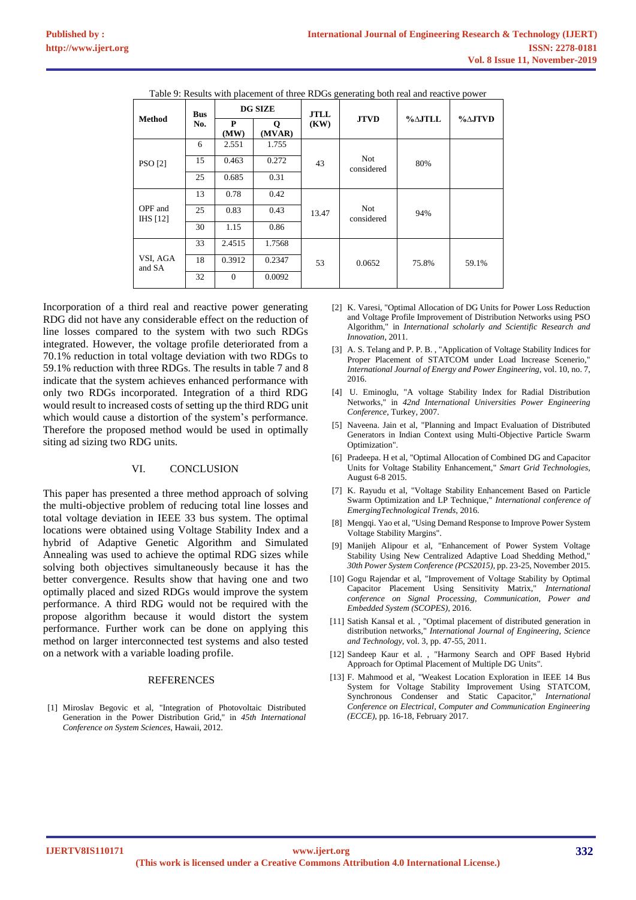Table 9: Results with placement of three RDGs generating both real and reactive power

| Method | Bus No. | DG SIZE | | JTLL (KW) | JTVD | %ΔJTLL | %ΔJTVD |
|---|---|---|---|---|---|---|---|
| | | P (MW) | Q (MVAR) | | | | |
| PSO [2] | 6 | 2.551 | 1.755 | 43 | Not considered | 80% | |
| | 15 | 0.463 | 0.272 | | | | |
| | 25 | 0.685 | 0.31 | | | | |
| OPF and IHS [12] | 13 | 0.78 | 0.42 | 13.47 | Not considered | 94% | |
| | 25 | 0.83 | 0.43 | | | | |
| | 30 | 1.15 | 0.86 | | | | |
| VSI, AGA and SA | 33 | 2.4515 | 1.7568 | 53 | 0.0652 | 75.8% | 59.1% |
| | 18 | 0.3912 | 0.2347 | | | | |
| | 32 | 0 | 0.0092 | | | | |

Incorporation of a third real and reactive power generating RDG did not have any considerable effect on the reduction of line losses compared to the system with two such RDGs integrated. However, the voltage profile deteriorated from a 70.1% reduction in total voltage deviation with two RDGs to 59.1% reduction with three RDGs. The results in table 7 and 8 indicate that the system achieves enhanced performance with only two RDGs incorporated. Integration of a third RDG would result to increased costs of setting up the third RDG unit which would cause a distortion of the system's performance. Therefore the proposed method would be used in optimally siting ad sizing two RDG units.

## VI. CONCLUSION

This paper has presented a three method approach of solving the multi-objective problem of reducing total line losses and total voltage deviation in IEEE 33 bus system. The optimal locations were obtained using Voltage Stability Index and a hybrid of Adaptive Genetic Algorithm and Simulated Annealing was used to achieve the optimal RDG sizes while solving both objectives simultaneously because it has the better convergence. Results show that having one and two optimally placed and sized RDGs would improve the system performance. A third RDG would not be required with the propose algorithm because it would distort the system performance. Further work can be done on applying this method on larger interconnected test systems and also tested on a network with a variable loading profile.

## REFERENCES

[1] Miroslav Begovic et al, "Integration of Photovoltaic Distributed Generation in the Power Distribution Grid," in *45th International Conference on System Sciences*, Hawaii, 2012.

[2] K. Varesi, "Optimal Allocation of DG Units for Power Loss Reduction and Voltage Profile Improvement of Distribution Networks using PSO Algorithm," in *International scholarly and Scientific Research and Innovation*, 2011.

[3] A. S. Telang and P. P. B. , "Application of Voltage Stability Indices for Proper Placement of STATCOM under Load Increase Scenerio," *International Journal of Energy and Power Engineering*, vol. 10, no. 7, 2016.

[4] U. Eminoglu, "A voltage Stability Index for Radial Distribution Networks," in *42nd International Universities Power Engineering Conference*, Turkey, 2007.

[5] Naveena. Jain et al, "Planning and Impact Evaluation of Distributed Generators in Indian Context using Multi-Objective Particle Swarm Optimization".

[6] Pradeepa. H et al, "Optimal Allocation of Combined DG and Capacitor Units for Voltage Stability Enhancement," *Smart Grid Technologies*, August 6-8 2015.

[7] K. Rayudu et al, "Voltage Stability Enhancement Based on Particle Swarm Optimization and LP Technique," *International conference of EmergingTechnological Trends*, 2016.

[8] Mengqi. Yao et al, "Using Demand Response to Improve Power System Voltage Stability Margins".

[9] Manijeh Alipour et al, "Enhancement of Power System Voltage Stability Using New Centralized Adaptive Load Shedding Method," *30th Power System Conference (PCS2015)*, pp. 23-25, November 2015.

[10] Gogu Rajendar et al, "Improvement of Voltage Stability by Optimal Capacitor Placement Using Sensitivity Matrix," *International conference on Signal Processing, Communication, Power and Embedded System (SCOPES)*, 2016.

[11] Satish Kansal et al. , "Optimal placement of distributed generation in distribution networks," *International Journal of Engineering, Science and Technology*, vol. 3, pp. 47-55, 2011.

[12] Sandeep Kaur et al. , "Harmony Search and OPF Based Hybrid Approach for Optimal Placement of Multiple DG Units".

[13] F. Mahmood et al, "Weakest Location Exploration in IEEE 14 Bus System for Voltage Stability Improvement Using STATCOM, Synchronous Condenser and Static Capacitor," *International Conference on Electrical, Computer and Communication Engineering (ECCE)*, pp. 16-18, February 2017.